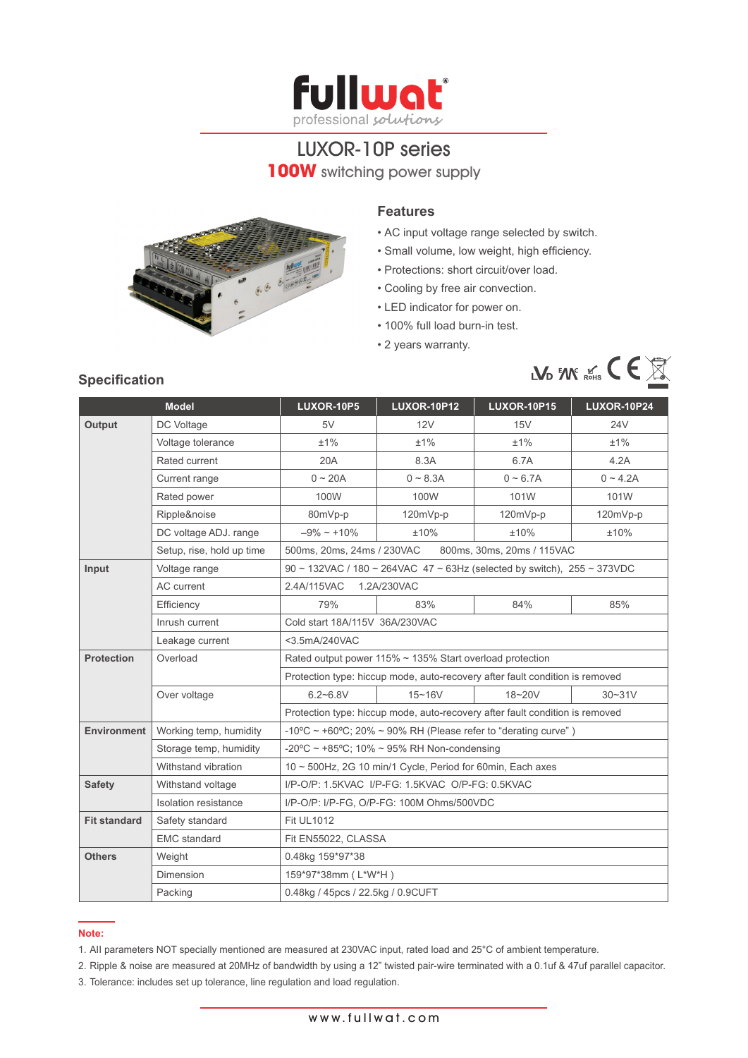# LUXOR-10P series

## 100W switching power supply

### Features

- AC input voltage range selected by switch.
- Small volume, low weight, high efficiency.
- Protections: short circuit/over load.
- Cooling by free air convection.
- LED indicator for power on.
- 100% full load burn-in test.
- 2 years warranty.

### Specification

| Model | | LUXOR-10P5 | LUXOR-10P12 | LUXOR-10P15 | LUXOR-10P24 |
|---|---|---|---|---|---|
| **Output** | DC Voltage | 5V | 12V | 15V | 24V |
| | Voltage tolerance | ±1% | ±1% | ±1% | ±1% |
| | Rated current | 20A | 8.3A | 6.7A | 4.2A |
| | Current range | 0 ~ 20A | 0 ~ 8.3A | 0 ~ 6.7A | 0 ~ 4.2A |
| | Rated power | 100W | 100W | 101W | 101W |
| | Ripple&noise | 80mVp-p | 120mVp-p | 120mVp-p | 120mVp-p |
| | DC voltage ADJ. range | –9% ~ +10% | ±10% | ±10% | ±10% |
| | Setup, rise, hold up time | 500ms, 20ms, 24ms / 230VAC 800ms, 30ms, 20ms / 115VAC | | | |
| **Input** | Voltage range | 90 ~ 132VAC / 180 ~ 264VAC 47 ~ 63Hz (selected by switch), 255 ~ 373VDC | | | |
| | AC current | 2.4A/115VAC 1.2A/230VAC | | | |
| | Efficiency | 79% | 83% | 84% | 85% |
| | Inrush current | Cold start 18A/115V 36A/230VAC | | | |
| | Leakage current | <3.5mA/240VAC | | | |
| **Protection** | Overload | Rated output power 115% ~ 135% Start overload protection | | | |
| | | Protection type: hiccup mode, auto-recovery after fault condition is removed | | | |
| | Over voltage | 6.2~6.8V | 15~16V | 18~20V | 30~31V |
| | | Protection type: hiccup mode, auto-recovery after fault condition is removed | | | |
| **Environment** | Working temp, humidity | -10ºC ~ +60ºC; 20% ~ 90% RH (Please refer to "derating curve") | | | |
| | Storage temp, humidity | -20ºC ~ +85ºC; 10% ~ 95% RH Non-condensing | | | |
| | Withstand vibration | 10 ~ 500Hz, 2G 10 min/1 Cycle, Period for 60min, Each axes | | | |
| **Safety** | Withstand voltage | I/P-O/P: 1.5KVAC I/P-FG: 1.5KVAC O/P-FG: 0.5KVAC | | | |
| | Isolation resistance | I/P-O/P: I/P-FG, O/P-FG: 100M Ohms/500VDC | | | |
| **Fit standard** | Safety standard | Fit UL1012 | | | |
| | EMC standard | Fit EN55022, CLASSA | | | |
| **Others** | Weight | 0.48kg 159*97*38 | | | |
| | Dimension | 159*97*38mm ( L*W*H ) | | | |
| | Packing | 0.48kg / 45pcs / 22.5kg / 0.9CUFT | | | |

**Note:**

1. All parameters NOT specially mentioned are measured at 230VAC input, rated load and 25°C of ambient temperature.
2. Ripple & noise are measured at 20MHz of bandwidth by using a 12" twisted pair-wire terminated with a 0.1uf & 47uf parallel capacitor.
3. Tolerance: includes set up tolerance, line regulation and load regulation.

www.fullwat.com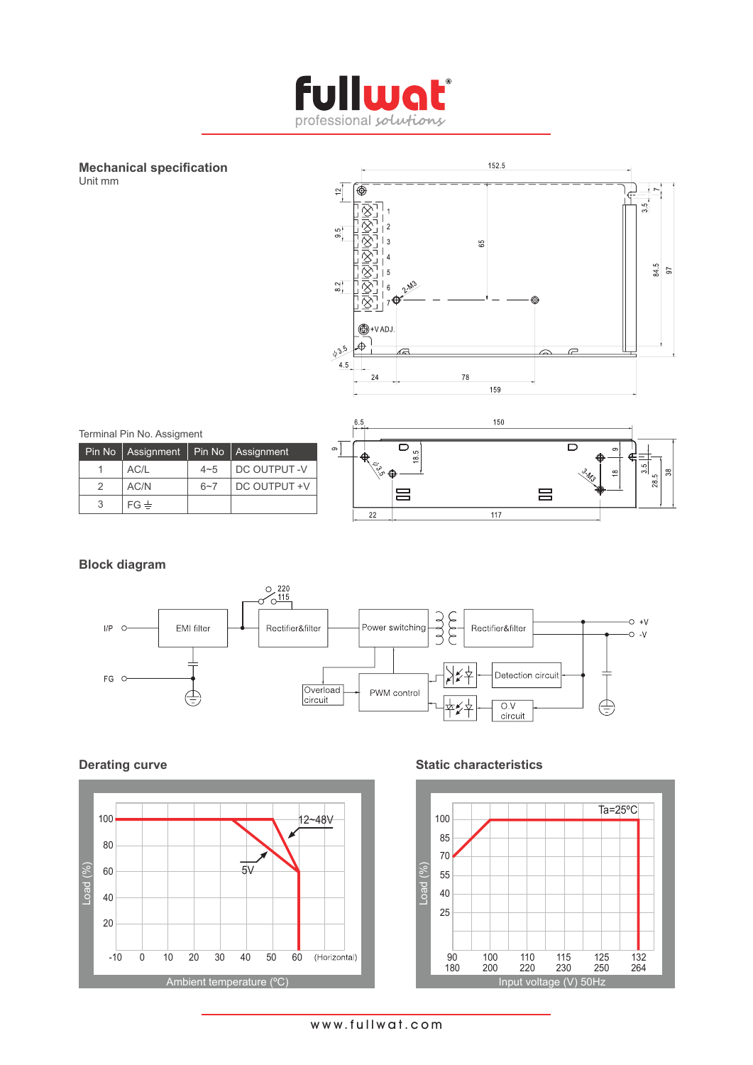fullwat
professional solutions

## Mechanical specification

Unit mm

152.5
12
9.5
8.2
65
3.5
7
84.5
97
1
2
3
4
5
6
7
2-M3
+V ADJ.
ϕ3.5
4.5
24
78
159

Terminal Pin No. Assigment

| Pin No | Assignment | Pin No | Assignment |
|---|---|---|---|
| 1 | AC/L | 4~5 | DC OUTPUT -V |
| 2 | AC/N | 6~7 | DC OUTPUT +V |
| 3 | FG ⏚ | | |

6.5
150
9
18.5
ϕ3.5
9
18
3-M3
3.5
28.5
38
22
117

## Block diagram

I/P
EMI filter
220
115
Rectifier&filter
Power switching
Rectifier&filter
+V
-V
FG
Overload circuit
PWM control
Detection circuit
O.V circuit

## Derating curve

100
80
60
40
20
Load (%)
-10 0 10 20 30 40 50 60 (Horizontal)
12~48V
5V
Ambient temperature (ºC)

## Static characteristics

Ta=25ºC
100
85
70
55
40
25
Load (%)
90 100 110 115 125 132
180 200 220 230 250 264
Input voltage (V) 50Hz

www.fullwat.com